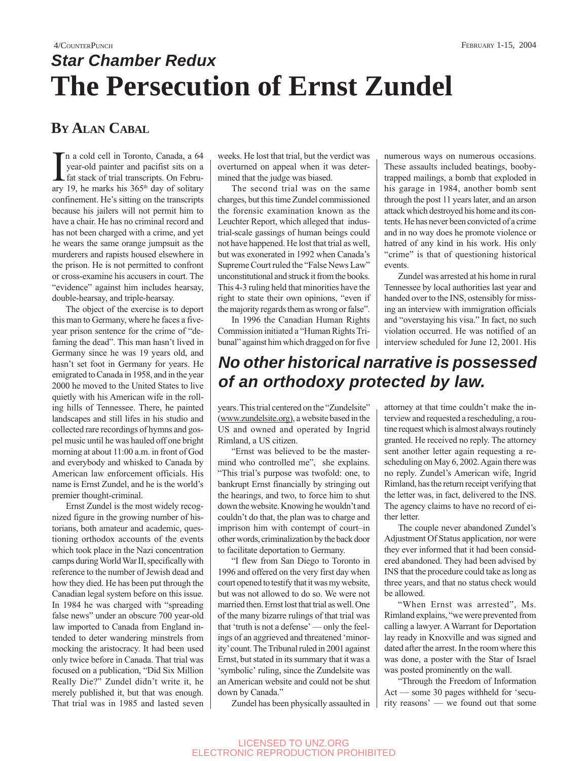*Star Chamber Redux*

# The Persecution of Ernst Zundel

## By Alan Cabal

In a cold cell in Toronto, Canada, a 64 year-old painter and pacifist sits on a fat stack of trial transcripts. On February 19, he marks his 365th day of solitary confinement. He's sitting on the transcripts because his jailers will not permit him to have a chair. He has no criminal record and has not been charged with a crime, and yet he wears the same orange jumpsuit as the murderers and rapists housed elsewhere in the prison. He is not permitted to confront or cross-examine his accusers in court. The "evidence" against him includes hearsay, double-hearsay, and triple-hearsay.

The object of the exercise is to deport this man to Germany, where he faces a five-year prison sentence for the crime of "defaming the dead". This man hasn't lived in Germany since he was 19 years old, and hasn't set foot in Germany for years. He emigrated to Canada in 1958, and in the year 2000 he moved to the United States to live quietly with his American wife in the rolling hills of Tennessee. There, he painted landscapes and still lifes in his studio and collected rare recordings of hymns and gospel music until he was hauled off one bright morning at about 11:00 a.m. in front of God and everybody and whisked to Canada by American law enforcement officials. His name is Ernst Zundel, and he is the world's premier thought-criminal.

Ernst Zundel is the most widely recognized figure in the growing number of historians, both amateur and academic, questioning orthodox accounts of the events which took place in the Nazi concentration camps during World War II, specifically with reference to the number of Jewish dead and how they died. He has been put through the Canadian legal system before on this issue. In 1984 he was charged with "spreading false news" under an obscure 700 year-old law imported to Canada from England intended to deter wandering minstrels from mocking the aristocracy. It had been used only twice before in Canada. That trial was focused on a publication, "Did Six Million Really Die?" Zundel didn't write it, he merely published it, but that was enough. That trial was in 1985 and lasted seven weeks. He lost that trial, but the verdict was overturned on appeal when it was determined that the judge was biased.

The second trial was on the same charges, but this time Zundel commissioned the forensic examination known as the Leuchter Report, which alleged that industrial-scale gassings of human beings could not have happened. He lost that trial as well, but was exonerated in 1992 when Canada's Supreme Court ruled the "False News Law" unconstitutional and struck it from the books. This 4-3 ruling held that minorities have the right to state their own opinions, "even if the majority regards them as wrong or false".

In 1996 the Canadian Human Rights Commission initiated a "Human Rights Tribunal" against him which dragged on for five years. This trial centered on the "Zundelsite" (www.zundelsite.org), a website based in the US and owned and operated by Ingrid Rimland, a US citizen.

"Ernst was believed to be the mastermind who controlled me", she explains. "This trial's purpose was twofold: one, to bankrupt Ernst financially by stringing out the hearings, and two, to force him to shut down the website. Knowing he wouldn't and couldn't do that, the plan was to charge and imprison him with contempt of court–in other words, criminalization by the back door to facilitate deportation to Germany.

"I flew from San Diego to Toronto in 1996 and offered on the very first day when court opened to testify that it was my website, but was not allowed to do so. We were not married then. Ernst lost that trial as well. One of the many bizarre rulings of that trial was that 'truth is not a defense' — only the feelings of an aggrieved and threatened 'minority' count. The Tribunal ruled in 2001 against Ernst, but stated in its summary that it was a 'symbolic' ruling, since the Zundelsite was an American website and could not be shut down by Canada."

Zundel has been physically assaulted in numerous ways on numerous occasions. These assaults included beatings, booby-trapped mailings, a bomb that exploded in his garage in 1984, another bomb sent through the post 11 years later, and an arson attack which destroyed his home and its contents. He has never been convicted of a crime and in no way does he promote violence or hatred of any kind in his work. His only "crime" is that of questioning historical events.

**_No other historical narrative is possessed of an orthodoxy protected by law._**

Zundel was arrested at his home in rural Tennessee by local authorities last year and handed over to the INS, ostensibly for missing an interview with immigration officials and "overstaying his visa." In fact, no such violation occurred. He was notified of an interview scheduled for June 12, 2001. His attorney at that time couldn't make the interview and requested a rescheduling, a routine request which is almost always routinely granted. He received no reply. The attorney sent another letter again requesting a rescheduling on May 6, 2002. Again there was no reply. Zundel's American wife, Ingrid Rimland, has the return receipt verifying that the letter was, in fact, delivered to the INS. The agency claims to have no record of either letter.

The couple never abandoned Zundel's Adjustment Of Status application, nor were they ever informed that it had been considered abandoned. They had been advised by INS that the procedure could take as long as three years, and that no status check would be allowed.

"When Ernst was arrested", Ms. Rimland explains, "we were prevented from calling a lawyer. A Warrant for Deportation lay ready in Knoxville and was signed and dated after the arrest. In the room where this was done, a poster with the Star of Israel was posted prominently on the wall.

"Through the Freedom of Information Act — some 30 pages withheld for 'security reasons' — we found out that some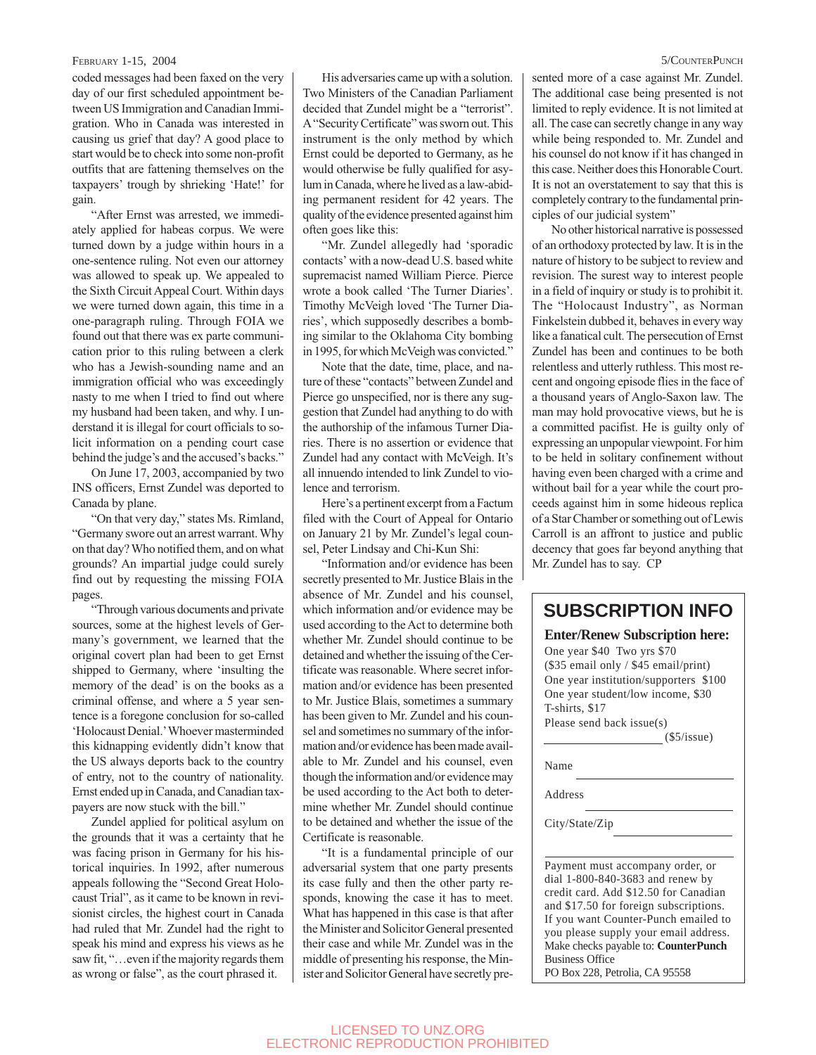coded messages had been faxed on the very day of our first scheduled appointment between US Immigration and Canadian Immigration. Who in Canada was interested in causing us grief that day? A good place to start would be to check into some non-profit outfits that are fattening themselves on the taxpayers' trough by shrieking 'Hate!' for gain.

"After Ernst was arrested, we immediately applied for habeas corpus. We were turned down by a judge within hours in a one-sentence ruling. Not even our attorney was allowed to speak up. We appealed to the Sixth Circuit Appeal Court. Within days we were turned down again, this time in a one-paragraph ruling. Through FOIA we found out that there was ex parte communication prior to this ruling between a clerk who has a Jewish-sounding name and an immigration official who was exceedingly nasty to me when I tried to find out where my husband had been taken, and why. I understand it is illegal for court officials to solicit information on a pending court case behind the judge's and the accused's backs."

On June 17, 2003, accompanied by two INS officers, Ernst Zundel was deported to Canada by plane.

"On that very day," states Ms. Rimland, "Germany swore out an arrest warrant. Why on that day? Who notified them, and on what grounds? An impartial judge could surely find out by requesting the missing FOIA pages.

"Through various documents and private sources, some at the highest levels of Germany's government, we learned that the original covert plan had been to get Ernst shipped to Germany, where 'insulting the memory of the dead' is on the books as a criminal offense, and where a 5 year sentence is a foregone conclusion for so-called 'Holocaust Denial.' Whoever masterminded this kidnapping evidently didn't know that the US always deports back to the country of entry, not to the country of nationality. Ernst ended up in Canada, and Canadian taxpayers are now stuck with the bill."

Zundel applied for political asylum on the grounds that it was a certainty that he was facing prison in Germany for his historical inquiries. In 1992, after numerous appeals following the "Second Great Holocaust Trial", as it came to be known in revisionist circles, the highest court in Canada had ruled that Mr. Zundel had the right to speak his mind and express his views as he saw fit, "…even if the majority regards them as wrong or false", as the court phrased it.

His adversaries came up with a solution. Two Ministers of the Canadian Parliament decided that Zundel might be a "terrorist". A "Security Certificate" was sworn out. This instrument is the only method by which Ernst could be deported to Germany, as he would otherwise be fully qualified for asylum in Canada, where he lived as a law-abiding permanent resident for 42 years. The quality of the evidence presented against him often goes like this:

"Mr. Zundel allegedly had 'sporadic contacts' with a now-dead U.S. based white supremacist named William Pierce. Pierce wrote a book called 'The Turner Diaries'. Timothy McVeigh loved 'The Turner Diaries', which supposedly describes a bombing similar to the Oklahoma City bombing in 1995, for which McVeigh was convicted."

Note that the date, time, place, and nature of these "contacts" between Zundel and Pierce go unspecified, nor is there any suggestion that Zundel had anything to do with the authorship of the infamous Turner Diaries. There is no assertion or evidence that Zundel had any contact with McVeigh. It's all innuendo intended to link Zundel to violence and terrorism.

Here's a pertinent excerpt from a Factum filed with the Court of Appeal for Ontario on January 21 by Mr. Zundel's legal counsel, Peter Lindsay and Chi-Kun Shi:

"Information and/or evidence has been secretly presented to Mr. Justice Blais in the absence of Mr. Zundel and his counsel, which information and/or evidence may be used according to the Act to determine both whether Mr. Zundel should continue to be detained and whether the issuing of the Certificate was reasonable. Where secret information and/or evidence has been presented to Mr. Justice Blais, sometimes a summary has been given to Mr. Zundel and his counsel and sometimes no summary of the information and/or evidence has been made available to Mr. Zundel and his counsel, even though the information and/or evidence may be used according to the Act both to determine whether Mr. Zundel should continue to be detained and whether the issue of the Certificate is reasonable.

"It is a fundamental principle of our adversarial system that one party presents its case fully and then the other party responds, knowing the case it has to meet. What has happened in this case is that after the Minister and Solicitor General presented their case and while Mr. Zundel was in the middle of presenting his response, the Minister and Solicitor General have secretly presented more of a case against Mr. Zundel. The additional case being presented is not limited to reply evidence. It is not limited at all. The case can secretly change in any way while being responded to. Mr. Zundel and his counsel do not know if it has changed in this case. Neither does this Honorable Court. It is not an overstatement to say that this is completely contrary to the fundamental principles of our judicial system"

No other historical narrative is possessed of an orthodoxy protected by law. It is in the nature of history to be subject to review and revision. The surest way to interest people in a field of inquiry or study is to prohibit it. The "Holocaust Industry", as Norman Finkelstein dubbed it, behaves in every way like a fanatical cult. The persecution of Ernst Zundel has been and continues to be both relentless and utterly ruthless. This most recent and ongoing episode flies in the face of a thousand years of Anglo-Saxon law. The man may hold provocative views, but he is a committed pacifist. He is guilty only of expressing an unpopular viewpoint. For him to be held in solitary confinement without having even been charged with a crime and without bail for a year while the court proceeds against him in some hideous replica of a Star Chamber or something out of Lewis Carroll is an affront to justice and public decency that goes far beyond anything that Mr. Zundel has to say. CP

## SUBSCRIPTION INFO

**Enter/Renew Subscription here:**

One year $40 Two yrs $70
($35 email only / $45 email/print)
One year institution/supporters $100
One year student/low income, $30
T-shirts, $17
Please send back issue(s)
_______________ ($5/issue)

Name _______________

Address _______________

City/State/Zip _______________

Payment must accompany order, or dial 1-800-840-3683 and renew by credit card. Add $12.50 for Canadian and $17.50 for foreign subscriptions. If you want Counter-Punch emailed to you please supply your email address. Make checks payable to: **CounterPunch** Business Office
PO Box 228, Petrolia, CA 95558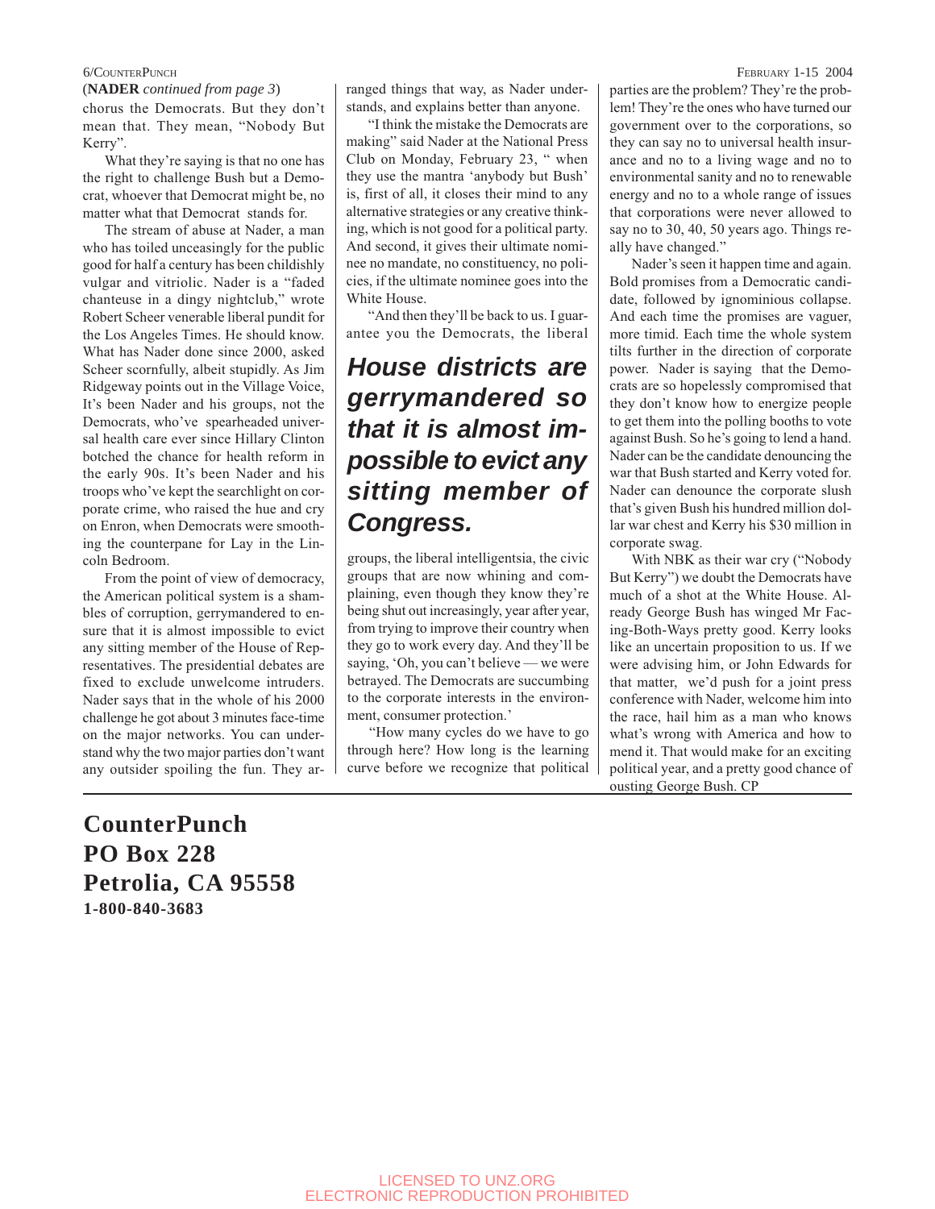(**NADER** *continued from page 3*)

chorus the Democrats. But they don't mean that. They mean, "Nobody But Kerry".

What they're saying is that no one has the right to challenge Bush but a Democrat, whoever that Democrat might be, no matter what that Democrat stands for.

The stream of abuse at Nader, a man who has toiled unceasingly for the public good for half a century has been childishly vulgar and vitriolic. Nader is a "faded chanteuse in a dingy nightclub," wrote Robert Scheer venerable liberal pundit for the Los Angeles Times. He should know. What has Nader done since 2000, asked Scheer scornfully, albeit stupidly. As Jim Ridgeway points out in the Village Voice, It's been Nader and his groups, not the Democrats, who've spearheaded universal health care ever since Hillary Clinton botched the chance for health reform in the early 90s. It's been Nader and his troops who've kept the searchlight on corporate crime, who raised the hue and cry on Enron, when Democrats were smoothing the counterpane for Lay in the Lincoln Bedroom.

From the point of view of democracy, the American political system is a shambles of corruption, gerrymandered to ensure that it is almost impossible to evict any sitting member of the House of Representatives. The presidential debates are fixed to exclude unwelcome intruders. Nader says that in the whole of his 2000 challenge he got about 3 minutes face-time on the major networks. You can understand why the two major parties don't want any outsider spoiling the fun. They arranged things that way, as Nader understands, and explains better than anyone.

"I think the mistake the Democrats are making" said Nader at the National Press Club on Monday, February 23, " when they use the mantra 'anybody but Bush' is, first of all, it closes their mind to any alternative strategies or any creative thinking, which is not good for a political party. And second, it gives their ultimate nominee no mandate, no constituency, no policies, if the ultimate nominee goes into the White House.

"And then they'll be back to us. I guarantee you the Democrats, the liberal groups, the liberal intelligentsia, the civic groups that are now whining and complaining, even though they know they're being shut out increasingly, year after year, from trying to improve their country when they go to work every day. And they'll be saying, 'Oh, you can't believe — we were betrayed. The Democrats are succumbing to the corporate interests in the environment, consumer protection.'

**House districts are gerrymandered so that it is almost impossible to evict any sitting member of Congress.**

"How many cycles do we have to go through here? How long is the learning curve before we recognize that political parties are the problem? They're the problem! They're the ones who have turned our government over to the corporations, so they can say no to universal health insurance and no to a living wage and no to environmental sanity and no to renewable energy and no to a whole range of issues that corporations were never allowed to say no to 30, 40, 50 years ago. Things really have changed."

Nader's seen it happen time and again. Bold promises from a Democratic candidate, followed by ignominious collapse. And each time the promises are vaguer, more timid. Each time the whole system tilts further in the direction of corporate power. Nader is saying that the Democrats are so hopelessly compromised that they don't know how to energize people to get them into the polling booths to vote against Bush. So he's going to lend a hand. Nader can be the candidate denouncing the war that Bush started and Kerry voted for. Nader can denounce the corporate slush that's given Bush his hundred million dollar war chest and Kerry his $30 million in corporate swag.

With NBK as their war cry ("Nobody But Kerry") we doubt the Democrats have much of a shot at the White House. Already George Bush has winged Mr Facing-Both-Ways pretty good. Kerry looks like an uncertain proposition to us. If we were advising him, or John Edwards for that matter, we'd push for a joint press conference with Nader, welcome him into the race, hail him as a man who knows what's wrong with America and how to mend it. That would make for an exciting political year, and a pretty good chance of ousting George Bush. CP

**CounterPunch**
**PO Box 228**
**Petrolia, CA 95558**
**1-800-840-3683**

LICENSED TO UNZ.ORG
ELECTRONIC REPRODUCTION PROHIBITED